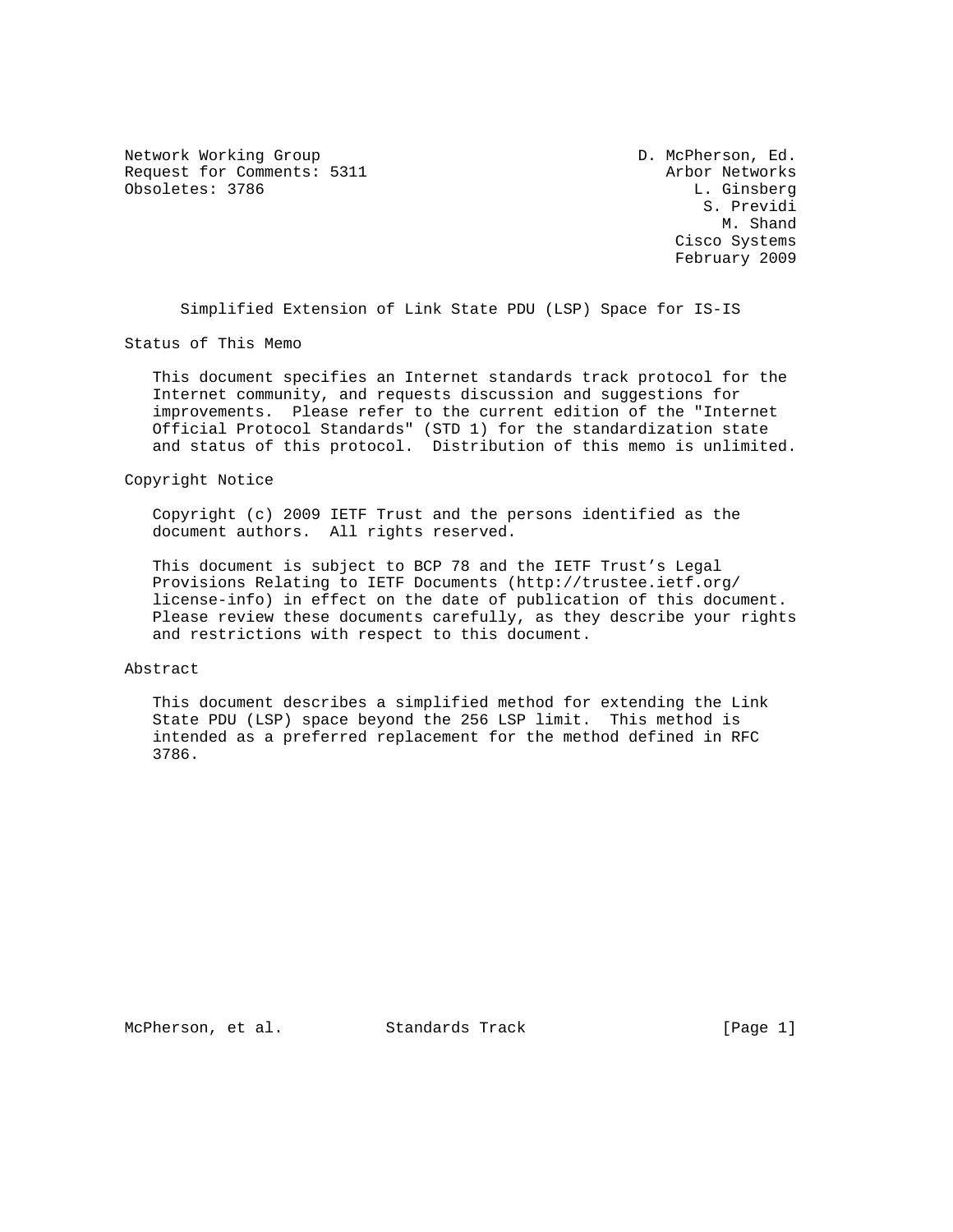Network Working Group D. McPherson, Ed.
Request for Comments: 5311 Arbor Networks
Obsoletes: 3786 L. Ginsberg
S. Previdi
M. Shand
Cisco Systems
February 2009

# Simplified Extension of Link State PDU (LSP) Space for IS-IS

## Status of This Memo

This document specifies an Internet standards track protocol for the Internet community, and requests discussion and suggestions for improvements. Please refer to the current edition of the "Internet Official Protocol Standards" (STD 1) for the standardization state and status of this protocol. Distribution of this memo is unlimited.

## Copyright Notice

Copyright (c) 2009 IETF Trust and the persons identified as the document authors. All rights reserved.

This document is subject to BCP 78 and the IETF Trust's Legal Provisions Relating to IETF Documents (http://trustee.ietf.org/license-info) in effect on the date of publication of this document. Please review these documents carefully, as they describe your rights and restrictions with respect to this document.

## Abstract

This document describes a simplified method for extending the Link State PDU (LSP) space beyond the 256 LSP limit. This method is intended as a preferred replacement for the method defined in RFC 3786.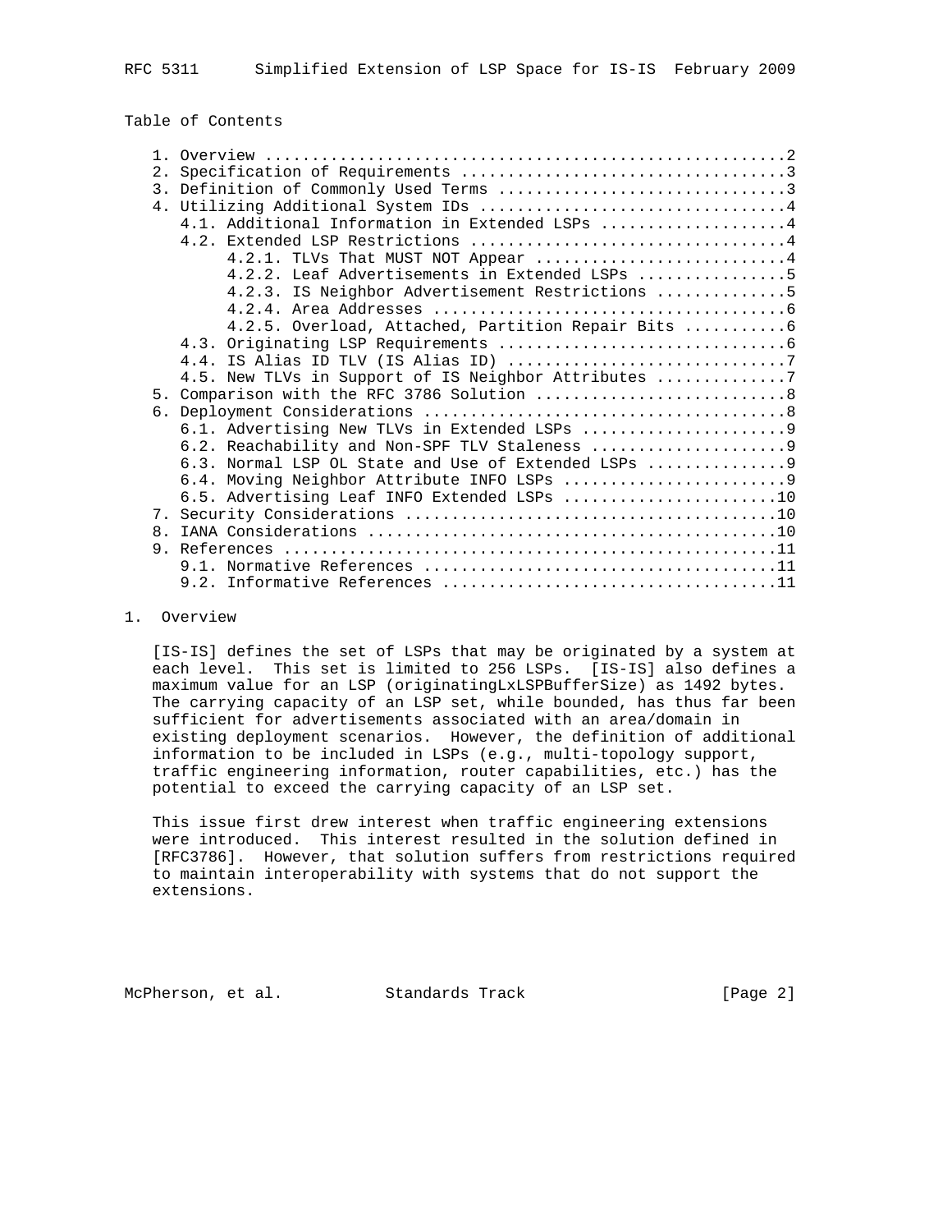## Table of Contents

1. Overview ........................................................2
2. Specification of Requirements ..................................3
3. Definition of Commonly Used Terms ..............................3
4. Utilizing Additional System IDs ................................4
   - 4.1. Additional Information in Extended LSPs ....................4
   - 4.2. Extended LSP Restrictions ..................................4
     - 4.2.1. TLVs That MUST NOT Appear ...........................4
     - 4.2.2. Leaf Advertisements in Extended LSPs ................5
     - 4.2.3. IS Neighbor Advertisement Restrictions ..............5
     - 4.2.4. Area Addresses ......................................6
     - 4.2.5. Overload, Attached, Partition Repair Bits ...........6
   - 4.3. Originating LSP Requirements ...............................6
   - 4.4. IS Alias ID TLV (IS Alias ID) ..............................7
   - 4.5. New TLVs in Support of IS Neighbor Attributes ..............7
5. Comparison with the RFC 3786 Solution ...........................8
6. Deployment Considerations .......................................8
   - 6.1. Advertising New TLVs in Extended LSPs ......................9
   - 6.2. Reachability and Non-SPF TLV Staleness .....................9
   - 6.3. Normal LSP OL State and Use of Extended LSPs ...............9
   - 6.4. Moving Neighbor Attribute INFO LSPs ........................9
   - 6.5. Advertising Leaf INFO Extended LSPs .......................10
7. Security Considerations ........................................10
8. IANA Considerations ............................................10
9. References .....................................................11
   - 9.1. Normative References ......................................11
   - 9.2. Informative References ....................................11

## 1. Overview

[IS-IS] defines the set of LSPs that may be originated by a system at each level. This set is limited to 256 LSPs. [IS-IS] also defines a maximum value for an LSP (originatingLxLSPBufferSize) as 1492 bytes. The carrying capacity of an LSP set, while bounded, has thus far been sufficient for advertisements associated with an area/domain in existing deployment scenarios. However, the definition of additional information to be included in LSPs (e.g., multi-topology support, traffic engineering information, router capabilities, etc.) has the potential to exceed the carrying capacity of an LSP set.

This issue first drew interest when traffic engineering extensions were introduced. This interest resulted in the solution defined in [RFC3786]. However, that solution suffers from restrictions required to maintain interoperability with systems that do not support the extensions.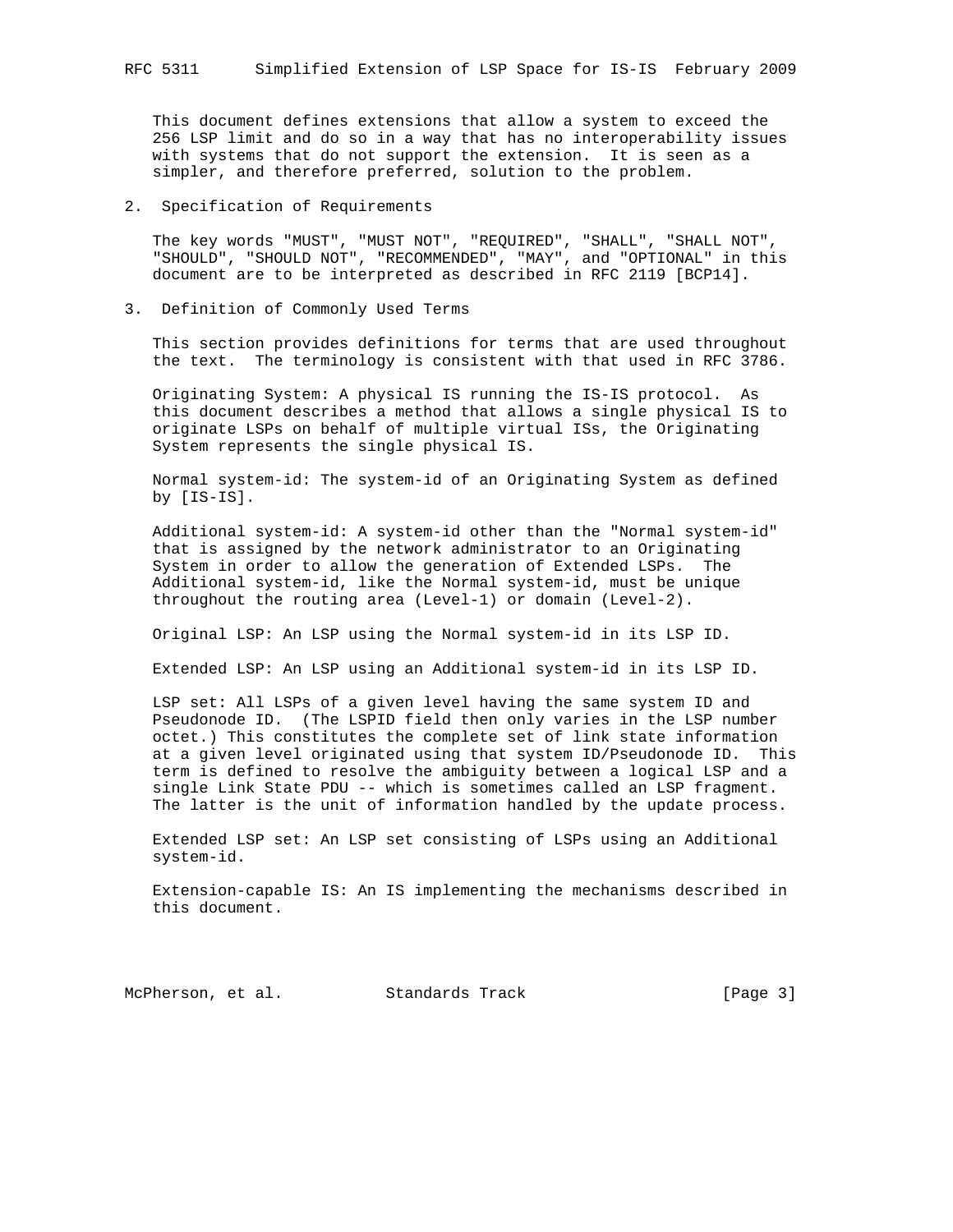This document defines extensions that allow a system to exceed the 256 LSP limit and do so in a way that has no interoperability issues with systems that do not support the extension. It is seen as a simpler, and therefore preferred, solution to the problem.

## 2. Specification of Requirements

The key words "MUST", "MUST NOT", "REQUIRED", "SHALL", "SHALL NOT", "SHOULD", "SHOULD NOT", "RECOMMENDED", "MAY", and "OPTIONAL" in this document are to be interpreted as described in RFC 2119 [BCP14].

## 3. Definition of Commonly Used Terms

This section provides definitions for terms that are used throughout the text. The terminology is consistent with that used in RFC 3786.

Originating System: A physical IS running the IS-IS protocol. As this document describes a method that allows a single physical IS to originate LSPs on behalf of multiple virtual ISs, the Originating System represents the single physical IS.

Normal system-id: The system-id of an Originating System as defined by [IS-IS].

Additional system-id: A system-id other than the "Normal system-id" that is assigned by the network administrator to an Originating System in order to allow the generation of Extended LSPs. The Additional system-id, like the Normal system-id, must be unique throughout the routing area (Level-1) or domain (Level-2).

Original LSP: An LSP using the Normal system-id in its LSP ID.

Extended LSP: An LSP using an Additional system-id in its LSP ID.

LSP set: All LSPs of a given level having the same system ID and Pseudonode ID. (The LSPID field then only varies in the LSP number octet.) This constitutes the complete set of link state information at a given level originated using that system ID/Pseudonode ID. This term is defined to resolve the ambiguity between a logical LSP and a single Link State PDU -- which is sometimes called an LSP fragment. The latter is the unit of information handled by the update process.

Extended LSP set: An LSP set consisting of LSPs using an Additional system-id.

Extension-capable IS: An IS implementing the mechanisms described in this document.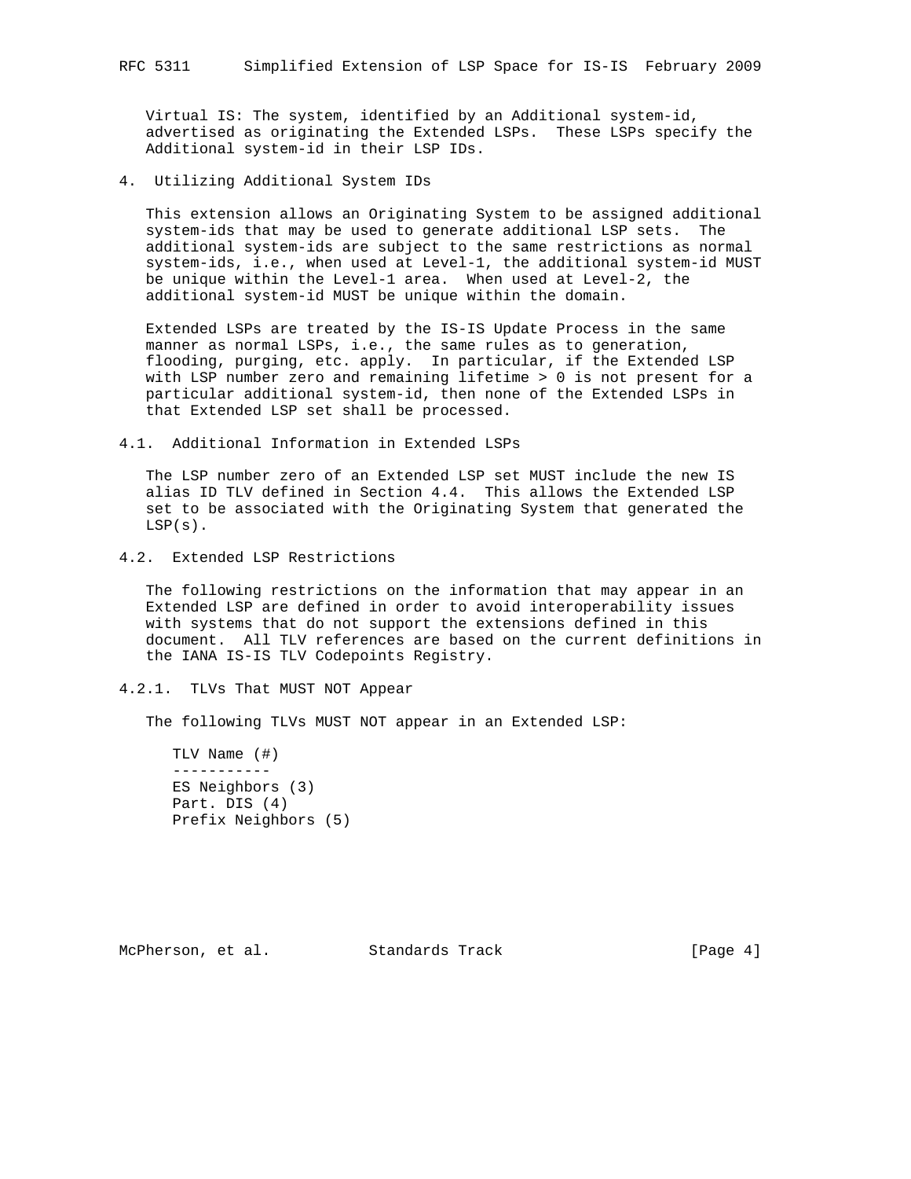Virtual IS: The system, identified by an Additional system-id, advertised as originating the Extended LSPs. These LSPs specify the Additional system-id in their LSP IDs.

## 4. Utilizing Additional System IDs

This extension allows an Originating System to be assigned additional system-ids that may be used to generate additional LSP sets. The additional system-ids are subject to the same restrictions as normal system-ids, i.e., when used at Level-1, the additional system-id MUST be unique within the Level-1 area. When used at Level-2, the additional system-id MUST be unique within the domain.

Extended LSPs are treated by the IS-IS Update Process in the same manner as normal LSPs, i.e., the same rules as to generation, flooding, purging, etc. apply. In particular, if the Extended LSP with LSP number zero and remaining lifetime > 0 is not present for a particular additional system-id, then none of the Extended LSPs in that Extended LSP set shall be processed.

### 4.1. Additional Information in Extended LSPs

The LSP number zero of an Extended LSP set MUST include the new IS alias ID TLV defined in Section 4.4. This allows the Extended LSP set to be associated with the Originating System that generated the LSP(s).

### 4.2. Extended LSP Restrictions

The following restrictions on the information that may appear in an Extended LSP are defined in order to avoid interoperability issues with systems that do not support the extensions defined in this document. All TLV references are based on the current definitions in the IANA IS-IS TLV Codepoints Registry.

#### 4.2.1. TLVs That MUST NOT Appear

The following TLVs MUST NOT appear in an Extended LSP:

```
TLV Name (#)
-----------
ES Neighbors (3)
Part. DIS (4)
Prefix Neighbors (5)
```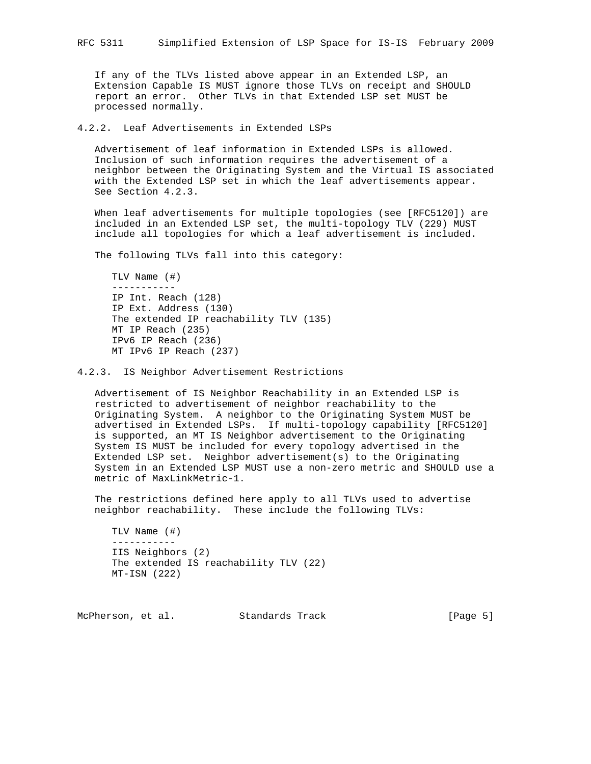If any of the TLVs listed above appear in an Extended LSP, an Extension Capable IS MUST ignore those TLVs on receipt and SHOULD report an error. Other TLVs in that Extended LSP set MUST be processed normally.

### 4.2.2. Leaf Advertisements in Extended LSPs

Advertisement of leaf information in Extended LSPs is allowed. Inclusion of such information requires the advertisement of a neighbor between the Originating System and the Virtual IS associated with the Extended LSP set in which the leaf advertisements appear. See Section 4.2.3.

When leaf advertisements for multiple topologies (see [RFC5120]) are included in an Extended LSP set, the multi-topology TLV (229) MUST include all topologies for which a leaf advertisement is included.

The following TLVs fall into this category:

```
TLV Name (#)
-----------
IP Int. Reach (128)
IP Ext. Address (130)
The extended IP reachability TLV (135)
MT IP Reach (235)
IPv6 IP Reach (236)
MT IPv6 IP Reach (237)
```

### 4.2.3. IS Neighbor Advertisement Restrictions

Advertisement of IS Neighbor Reachability in an Extended LSP is restricted to advertisement of neighbor reachability to the Originating System. A neighbor to the Originating System MUST be advertised in Extended LSPs. If multi-topology capability [RFC5120] is supported, an MT IS Neighbor advertisement to the Originating System IS MUST be included for every topology advertised in the Extended LSP set. Neighbor advertisement(s) to the Originating System in an Extended LSP MUST use a non-zero metric and SHOULD use a metric of MaxLinkMetric-1.

The restrictions defined here apply to all TLVs used to advertise neighbor reachability. These include the following TLVs:

```
TLV Name (#)
-----------
IIS Neighbors (2)
The extended IS reachability TLV (22)
MT-ISN (222)
```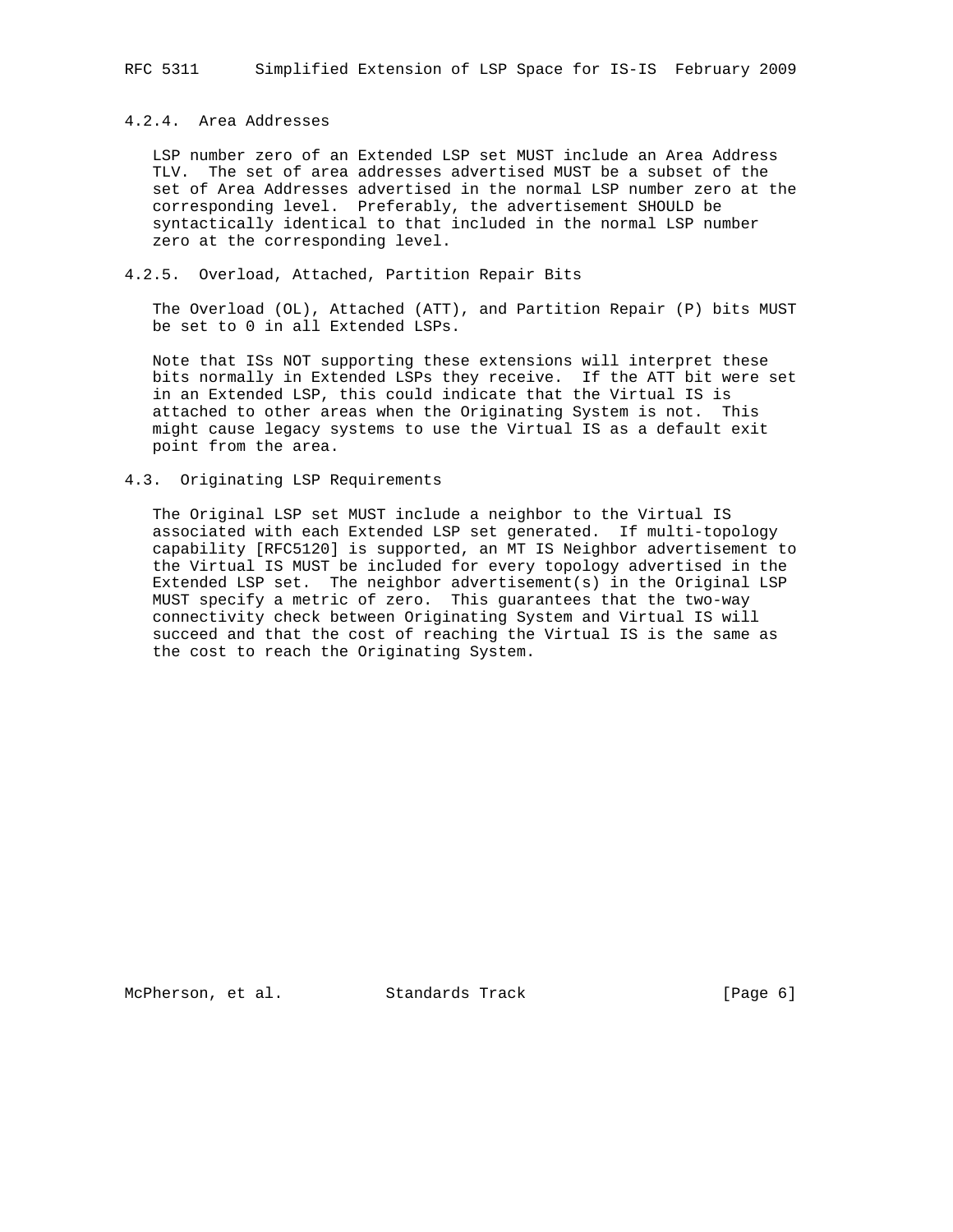#### 4.2.4. Area Addresses

LSP number zero of an Extended LSP set MUST include an Area Address TLV. The set of area addresses advertised MUST be a subset of the set of Area Addresses advertised in the normal LSP number zero at the corresponding level. Preferably, the advertisement SHOULD be syntactically identical to that included in the normal LSP number zero at the corresponding level.

#### 4.2.5. Overload, Attached, Partition Repair Bits

The Overload (OL), Attached (ATT), and Partition Repair (P) bits MUST be set to 0 in all Extended LSPs.

Note that ISs NOT supporting these extensions will interpret these bits normally in Extended LSPs they receive. If the ATT bit were set in an Extended LSP, this could indicate that the Virtual IS is attached to other areas when the Originating System is not. This might cause legacy systems to use the Virtual IS as a default exit point from the area.

### 4.3. Originating LSP Requirements

The Original LSP set MUST include a neighbor to the Virtual IS associated with each Extended LSP set generated. If multi-topology capability [RFC5120] is supported, an MT IS Neighbor advertisement to the Virtual IS MUST be included for every topology advertised in the Extended LSP set. The neighbor advertisement(s) in the Original LSP MUST specify a metric of zero. This guarantees that the two-way connectivity check between Originating System and Virtual IS will succeed and that the cost of reaching the Virtual IS is the same as the cost to reach the Originating System.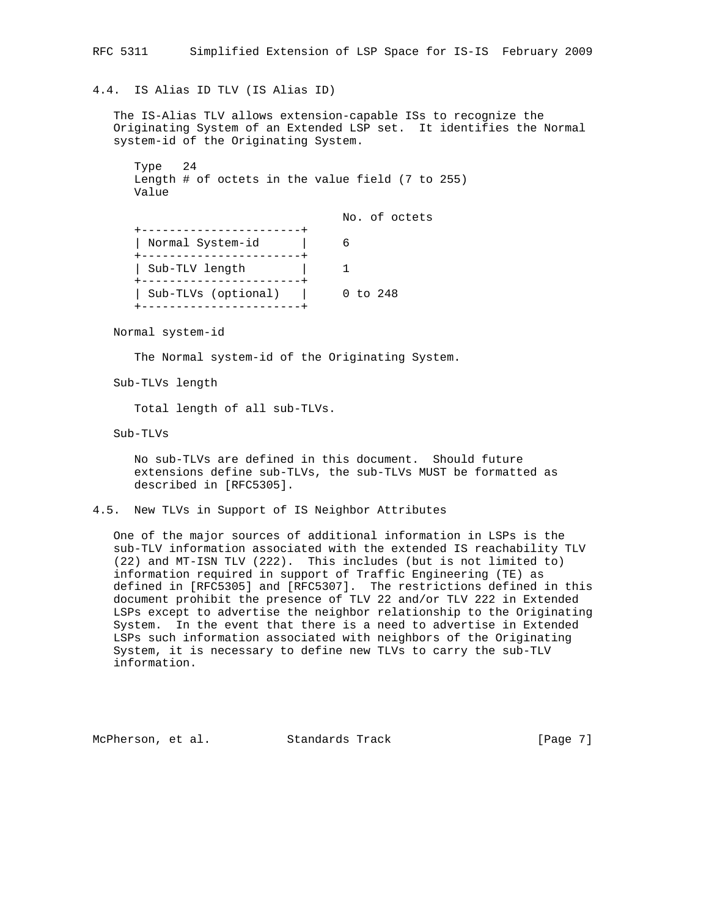### 4.4. IS Alias ID TLV (IS Alias ID)

The IS-Alias TLV allows extension-capable ISs to recognize the Originating System of an Extended LSP set. It identifies the Normal system-id of the Originating System.

Type 24
Length # of octets in the value field (7 to 255)
Value

```
                                 No. of octets
+-----------------------+
| Normal System-id      |     6
+-----------------------+
| Sub-TLV length        |     1
+-----------------------+
| Sub-TLVs (optional)   |     0 to 248
+-----------------------+
```

Normal system-id

The Normal system-id of the Originating System.

Sub-TLVs length

Total length of all sub-TLVs.

Sub-TLVs

No sub-TLVs are defined in this document. Should future extensions define sub-TLVs, the sub-TLVs MUST be formatted as described in [RFC5305].

### 4.5. New TLVs in Support of IS Neighbor Attributes

One of the major sources of additional information in LSPs is the sub-TLV information associated with the extended IS reachability TLV (22) and MT-ISN TLV (222). This includes (but is not limited to) information required in support of Traffic Engineering (TE) as defined in [RFC5305] and [RFC5307]. The restrictions defined in this document prohibit the presence of TLV 22 and/or TLV 222 in Extended LSPs except to advertise the neighbor relationship to the Originating System. In the event that there is a need to advertise in Extended LSPs such information associated with neighbors of the Originating System, it is necessary to define new TLVs to carry the sub-TLV information.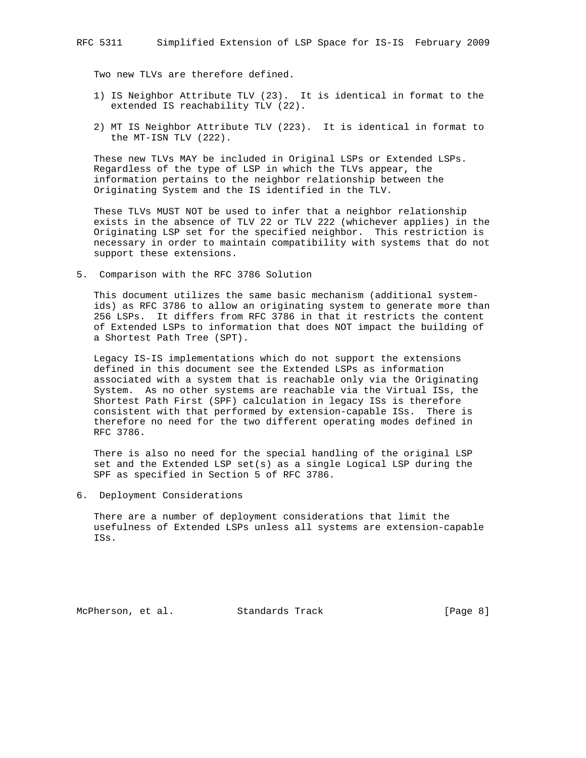Two new TLVs are therefore defined.

1) IS Neighbor Attribute TLV (23). It is identical in format to the extended IS reachability TLV (22).

2) MT IS Neighbor Attribute TLV (223). It is identical in format to the MT-ISN TLV (222).

These new TLVs MAY be included in Original LSPs or Extended LSPs. Regardless of the type of LSP in which the TLVs appear, the information pertains to the neighbor relationship between the Originating System and the IS identified in the TLV.

These TLVs MUST NOT be used to infer that a neighbor relationship exists in the absence of TLV 22 or TLV 222 (whichever applies) in the Originating LSP set for the specified neighbor. This restriction is necessary in order to maintain compatibility with systems that do not support these extensions.

## 5. Comparison with the RFC 3786 Solution

This document utilizes the same basic mechanism (additional system-ids) as RFC 3786 to allow an originating system to generate more than 256 LSPs. It differs from RFC 3786 in that it restricts the content of Extended LSPs to information that does NOT impact the building of a Shortest Path Tree (SPT).

Legacy IS-IS implementations which do not support the extensions defined in this document see the Extended LSPs as information associated with a system that is reachable only via the Originating System. As no other systems are reachable via the Virtual ISs, the Shortest Path First (SPF) calculation in legacy ISs is therefore consistent with that performed by extension-capable ISs. There is therefore no need for the two different operating modes defined in RFC 3786.

There is also no need for the special handling of the original LSP set and the Extended LSP set(s) as a single Logical LSP during the SPF as specified in Section 5 of RFC 3786.

## 6. Deployment Considerations

There are a number of deployment considerations that limit the usefulness of Extended LSPs unless all systems are extension-capable ISs.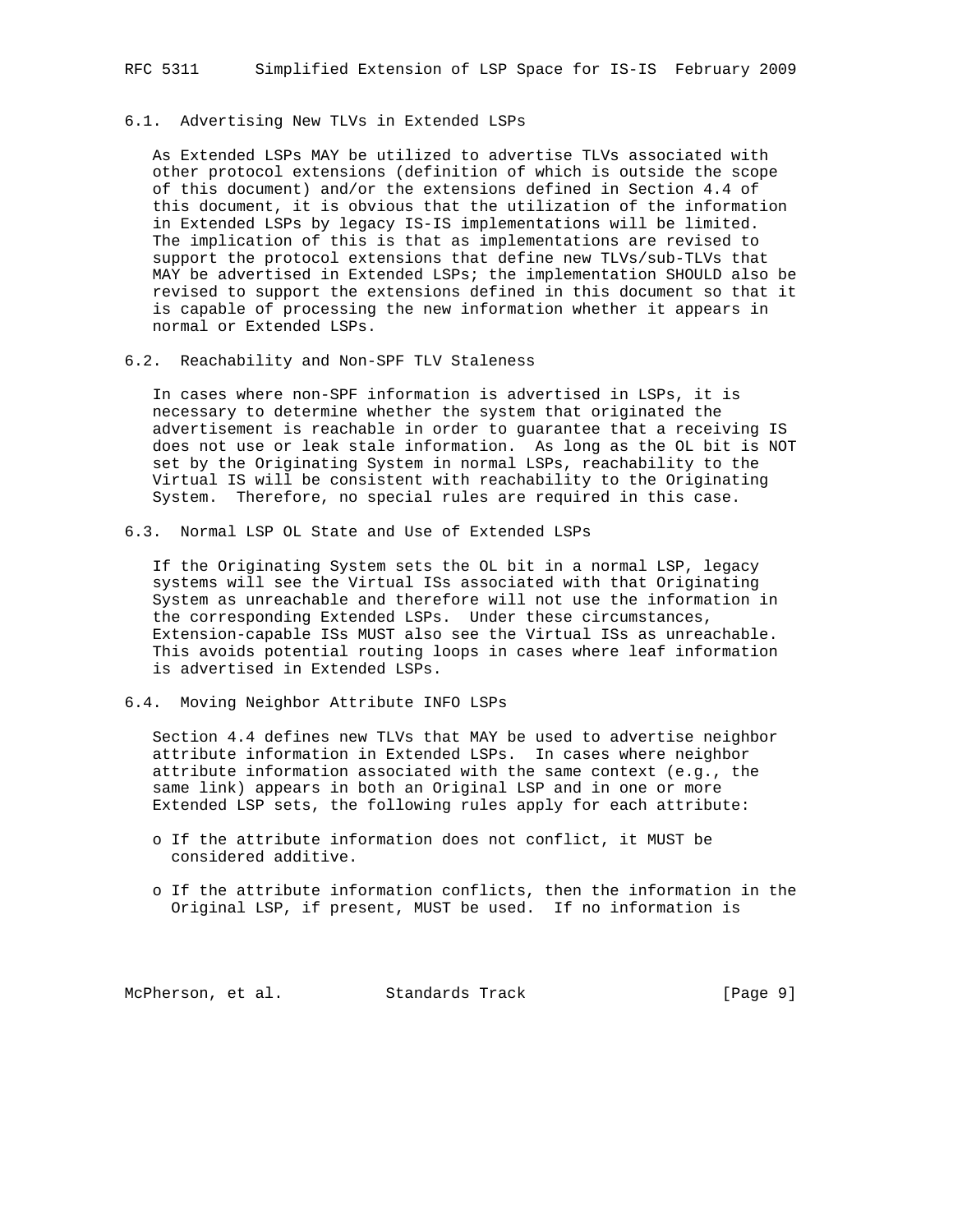### 6.1. Advertising New TLVs in Extended LSPs

As Extended LSPs MAY be utilized to advertise TLVs associated with other protocol extensions (definition of which is outside the scope of this document) and/or the extensions defined in Section 4.4 of this document, it is obvious that the utilization of the information in Extended LSPs by legacy IS-IS implementations will be limited. The implication of this is that as implementations are revised to support the protocol extensions that define new TLVs/sub-TLVs that MAY be advertised in Extended LSPs; the implementation SHOULD also be revised to support the extensions defined in this document so that it is capable of processing the new information whether it appears in normal or Extended LSPs.

### 6.2. Reachability and Non-SPF TLV Staleness

In cases where non-SPF information is advertised in LSPs, it is necessary to determine whether the system that originated the advertisement is reachable in order to guarantee that a receiving IS does not use or leak stale information. As long as the OL bit is NOT set by the Originating System in normal LSPs, reachability to the Virtual IS will be consistent with reachability to the Originating System. Therefore, no special rules are required in this case.

### 6.3. Normal LSP OL State and Use of Extended LSPs

If the Originating System sets the OL bit in a normal LSP, legacy systems will see the Virtual ISs associated with that Originating System as unreachable and therefore will not use the information in the corresponding Extended LSPs. Under these circumstances, Extension-capable ISs MUST also see the Virtual ISs as unreachable. This avoids potential routing loops in cases where leaf information is advertised in Extended LSPs.

### 6.4. Moving Neighbor Attribute INFO LSPs

Section 4.4 defines new TLVs that MAY be used to advertise neighbor attribute information in Extended LSPs. In cases where neighbor attribute information associated with the same context (e.g., the same link) appears in both an Original LSP and in one or more Extended LSP sets, the following rules apply for each attribute:

- If the attribute information does not conflict, it MUST be considered additive.

- If the attribute information conflicts, then the information in the Original LSP, if present, MUST be used. If no information is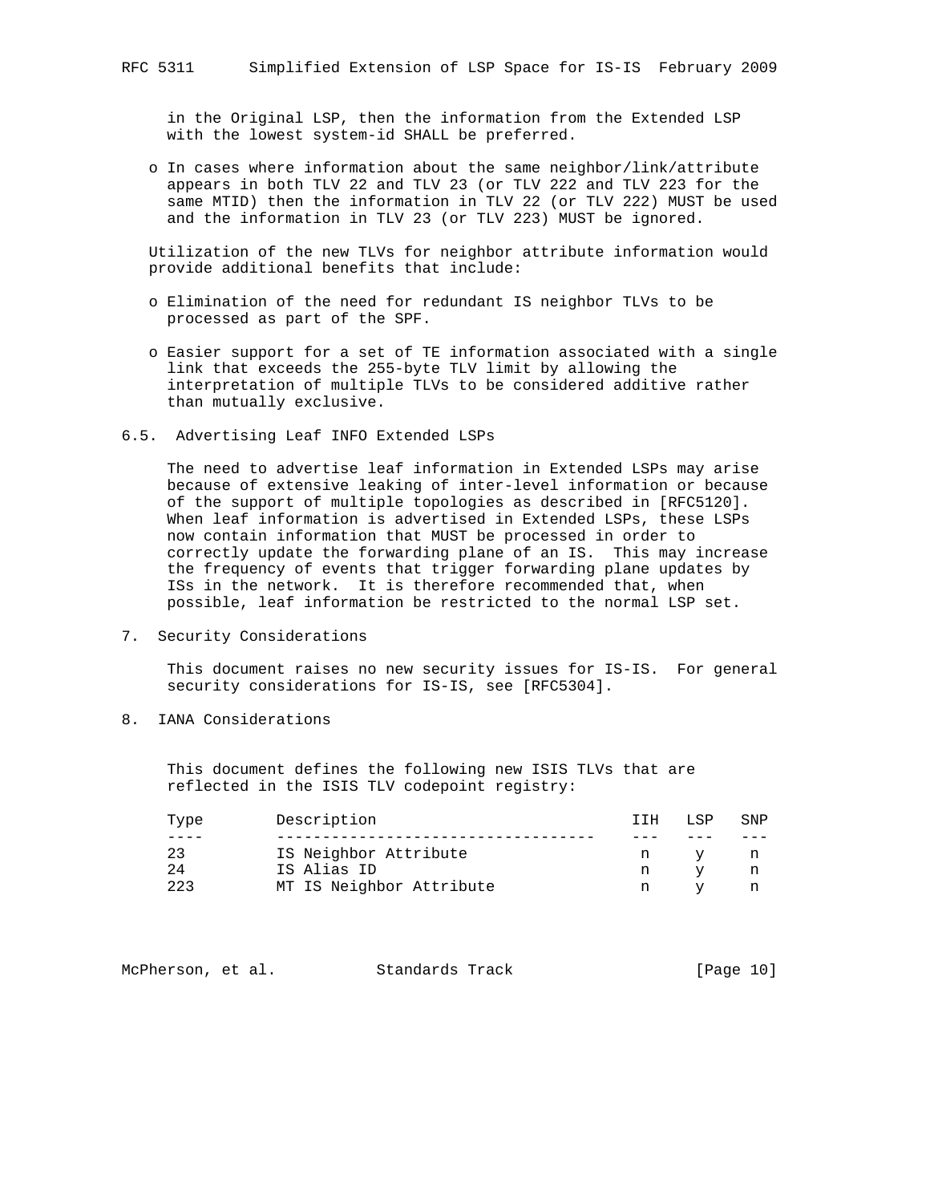in the Original LSP, then the information from the Extended LSP with the lowest system-id SHALL be preferred.

- In cases where information about the same neighbor/link/attribute appears in both TLV 22 and TLV 23 (or TLV 222 and TLV 223 for the same MTID) then the information in TLV 22 (or TLV 222) MUST be used and the information in TLV 23 (or TLV 223) MUST be ignored.

Utilization of the new TLVs for neighbor attribute information would provide additional benefits that include:

- Elimination of the need for redundant IS neighbor TLVs to be processed as part of the SPF.

- Easier support for a set of TE information associated with a single link that exceeds the 255-byte TLV limit by allowing the interpretation of multiple TLVs to be considered additive rather than mutually exclusive.

### 6.5. Advertising Leaf INFO Extended LSPs

The need to advertise leaf information in Extended LSPs may arise because of extensive leaking of inter-level information or because of the support of multiple topologies as described in [RFC5120]. When leaf information is advertised in Extended LSPs, these LSPs now contain information that MUST be processed in order to correctly update the forwarding plane of an IS. This may increase the frequency of events that trigger forwarding plane updates by ISs in the network. It is therefore recommended that, when possible, leaf information be restricted to the normal LSP set.

## 7. Security Considerations

This document raises no new security issues for IS-IS. For general security considerations for IS-IS, see [RFC5304].

## 8. IANA Considerations

This document defines the following new ISIS TLVs that are reflected in the ISIS TLV codepoint registry:

| Type | Description | IIH | LSP | SNP |
|---|---|---|---|---|
| 23 | IS Neighbor Attribute | n | y | n |
| 24 | IS Alias ID | n | y | n |
| 223 | MT IS Neighbor Attribute | n | y | n |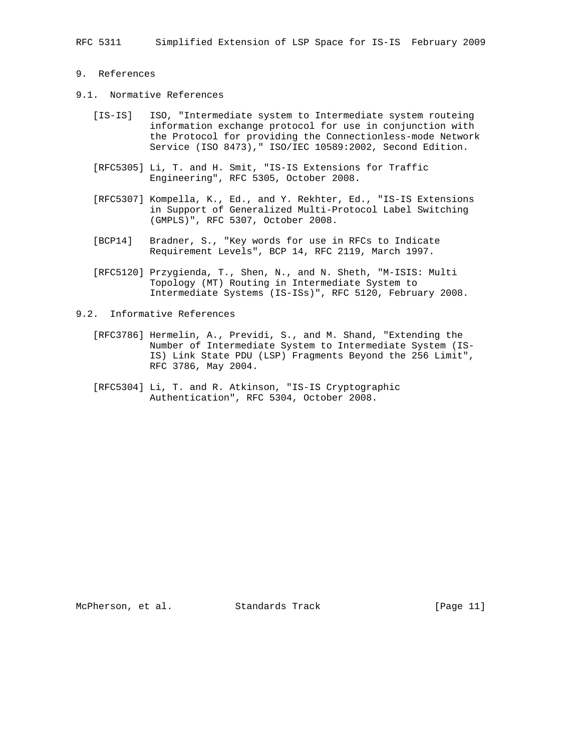# 9. References

## 9.1. Normative References

[IS-IS] ISO, "Intermediate system to Intermediate system routeing information exchange protocol for use in conjunction with the Protocol for providing the Connectionless-mode Network Service (ISO 8473)," ISO/IEC 10589:2002, Second Edition.

[RFC5305] Li, T. and H. Smit, "IS-IS Extensions for Traffic Engineering", RFC 5305, October 2008.

[RFC5307] Kompella, K., Ed., and Y. Rekhter, Ed., "IS-IS Extensions in Support of Generalized Multi-Protocol Label Switching (GMPLS)", RFC 5307, October 2008.

[BCP14] Bradner, S., "Key words for use in RFCs to Indicate Requirement Levels", BCP 14, RFC 2119, March 1997.

[RFC5120] Przygienda, T., Shen, N., and N. Sheth, "M-ISIS: Multi Topology (MT) Routing in Intermediate System to Intermediate Systems (IS-ISs)", RFC 5120, February 2008.

## 9.2. Informative References

[RFC3786] Hermelin, A., Previdi, S., and M. Shand, "Extending the Number of Intermediate System to Intermediate System (IS-IS) Link State PDU (LSP) Fragments Beyond the 256 Limit", RFC 3786, May 2004.

[RFC5304] Li, T. and R. Atkinson, "IS-IS Cryptographic Authentication", RFC 5304, October 2008.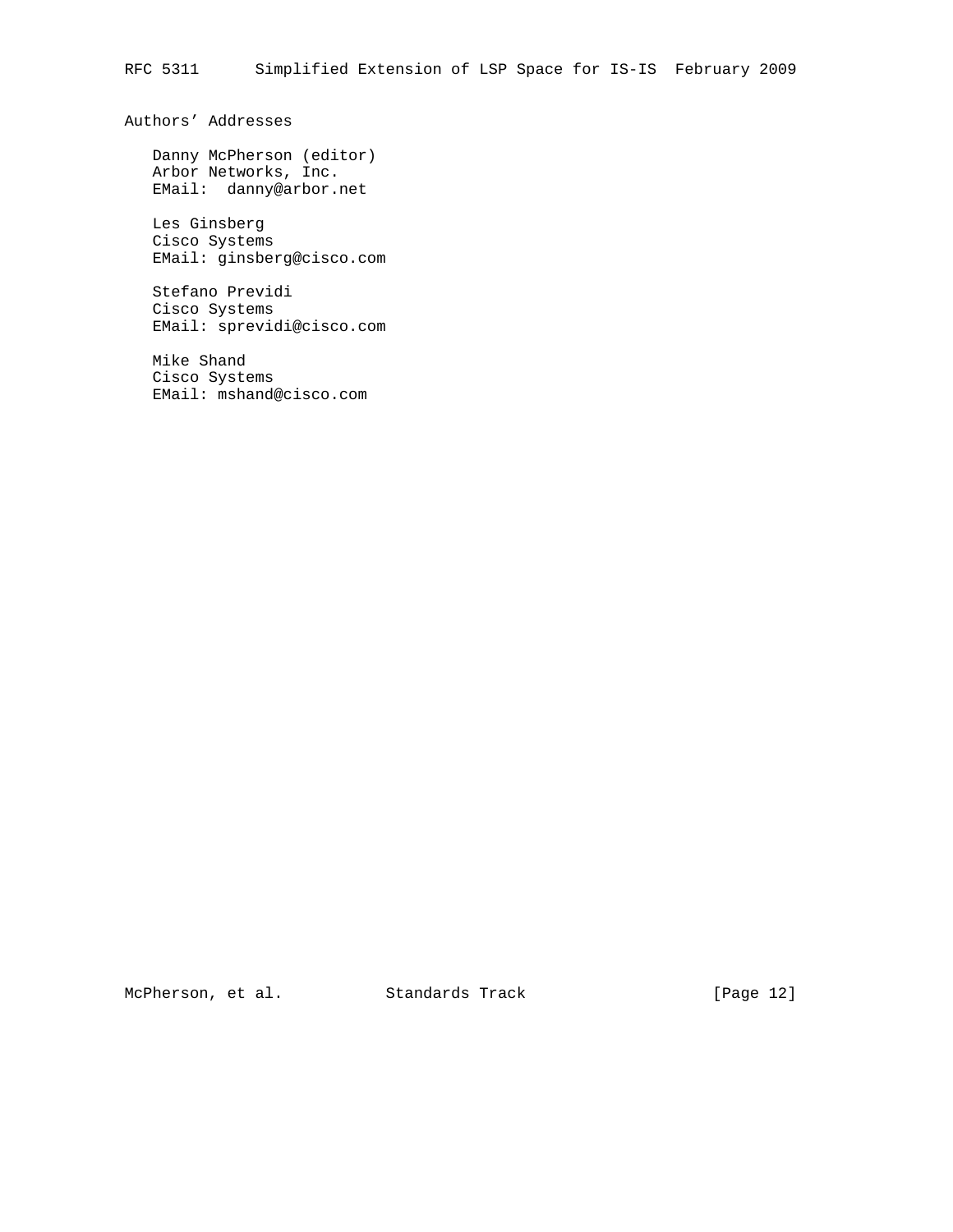## Authors' Addresses

Danny McPherson (editor)
Arbor Networks, Inc.
EMail: danny@arbor.net

Les Ginsberg
Cisco Systems
EMail: ginsberg@cisco.com

Stefano Previdi
Cisco Systems
EMail: sprevidi@cisco.com

Mike Shand
Cisco Systems
EMail: mshand@cisco.com